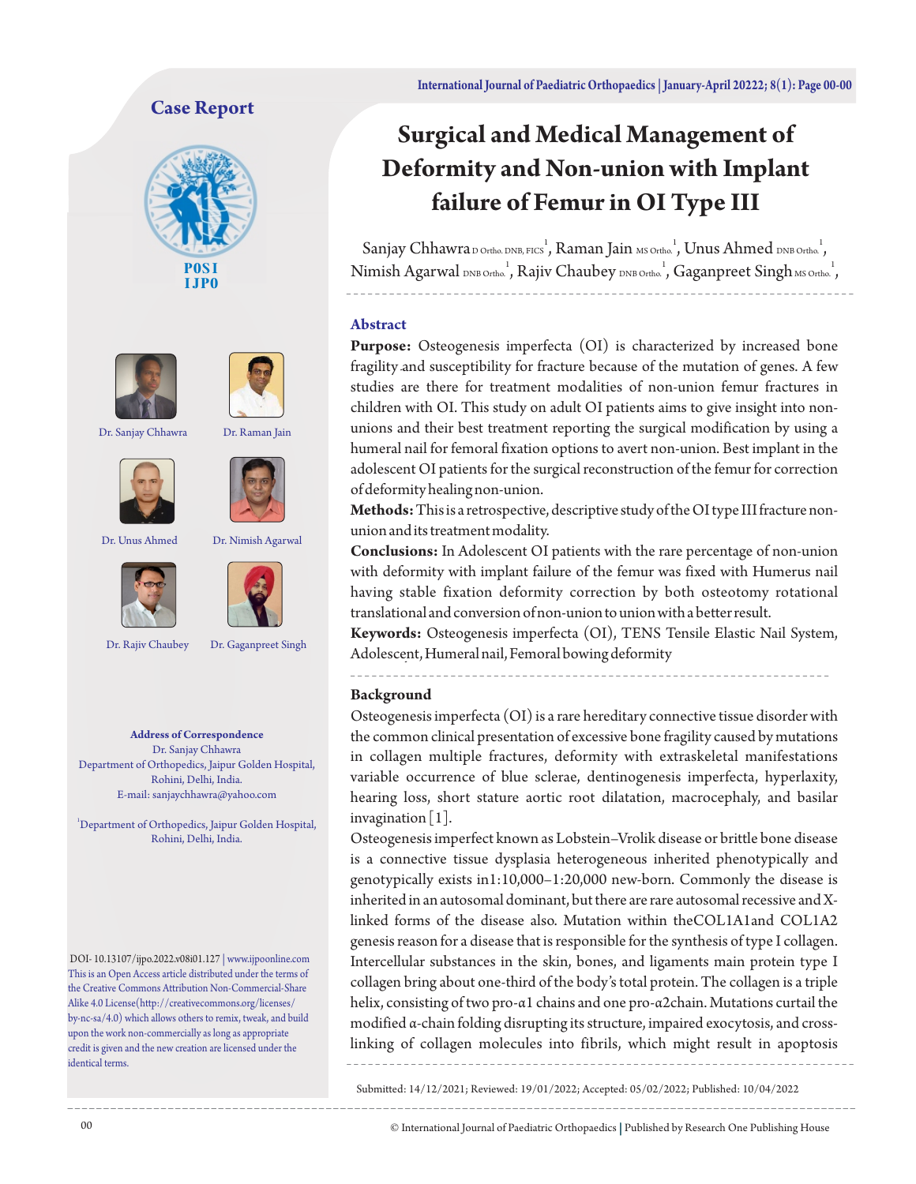Case Report

# Surgical and Medical Management of Deformity and Non-union with Implant failure of Femur in OI Type III

Sanjay Chhawra D Ortho. DNB, FICS [1], Raman Jain MS Ortho. [1], Unus Ahmed DNB Ortho. [1], Nimish Agarwal DNB Ortho. [1], Rajiv Chaubey DNB Ortho. [1], Gaganpreet Singh MS Ortho. [1],

Dr. Sanjay Chhawra, Dr. Raman Jain, Dr. Unus Ahmed, Dr. Nimish Agarwal, Dr. Rajiv Chaubey, Dr. Gaganpreet Singh

**Address of Correspondence**
Dr. Sanjay Chhawra
Department of Orthopedics, Jaipur Golden Hospital, Rohini, Delhi, India.
E-mail: sanjaychhawra@yahoo.com

[1]Department of Orthopedics, Jaipur Golden Hospital, Rohini, Delhi, India.

DOI- 10.13107/ijpo.2022.v08i01.127 | www.ijpoonline.com
This is an Open Access article distributed under the terms of the Creative Commons Attribution Non-Commercial-Share Alike 4.0 License(http://creativecommons.org/licenses/by-nc-sa/4.0) which allows others to remix, tweak, and build upon the work non-commercially as long as appropriate credit is given and the new creation are licensed under the identical terms.

## Abstract

**Purpose:** Osteogenesis imperfecta (OI) is characterized by increased bone fragility and susceptibility for fracture because of the mutation of genes. A few studies are there for treatment modalities of non-union femur fractures in children with OI. This study on adult OI patients aims to give insight into non-unions and their best treatment reporting the surgical modification by using a humeral nail for femoral fixation options to avert non-union. Best implant in the adolescent OI patients for the surgical reconstruction of the femur for correction of deformity healing non-union.

**Methods:** This is a retrospective, descriptive study of the OI type III fracture non-union and its treatment modality.

**Conclusions:** In Adolescent OI patients with the rare percentage of non-union with deformity with implant failure of the femur was fixed with Humerus nail having stable fixation deformity correction by both osteotomy rotational translational and conversion of non-union to union with a better result.

**Keywords:** Osteogenesis imperfecta (OI), TENS Tensile Elastic Nail System, Adolescent, Humeral nail, Femoral bowing deformity

## Background

Osteogenesis imperfecta (OI) is a rare hereditary connective tissue disorder with the common clinical presentation of excessive bone fragility caused by mutations in collagen multiple fractures, deformity with extraskeletal manifestations variable occurrence of blue sclerae, dentinogenesis imperfecta, hyperlaxity, hearing loss, short stature aortic root dilatation, macrocephaly, and basilar invagination [1].

Osteogenesis imperfect known as Lobstein–Vrolik disease or brittle bone disease is a connective tissue dysplasia heterogeneous inherited phenotypically and genotypically exists in1:10,000–1:20,000 new-born. Commonly the disease is inherited in an autosomal dominant, but there are rare autosomal recessive and X-linked forms of the disease also. Mutation within theCOL1A1and COL1A2 genesis reason for a disease that is responsible for the synthesis of type I collagen. Intercellular substances in the skin, bones, and ligaments main protein type I collagen bring about one-third of the body's total protein. The collagen is a triple helix, consisting of two pro-α1 chains and one pro-α2chain. Mutations curtail the modified α-chain folding disrupting its structure, impaired exocytosis, and cross-linking of collagen molecules into fibrils, which might result in apoptosis

Submitted: 14/12/2021; Reviewed: 19/01/2022; Accepted: 05/02/2022; Published: 10/04/2022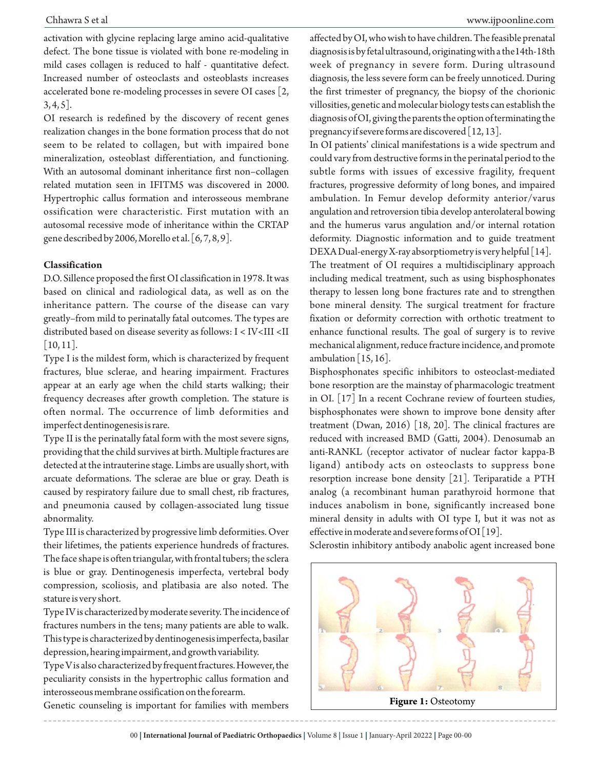activation with glycine replacing large amino acid-qualitative defect. The bone tissue is violated with bone re-modeling in mild cases collagen is reduced to half - quantitative defect. Increased number of osteoclasts and osteoblasts increases accelerated bone re-modeling processes in severe OI cases [2, 3, 4, 5].

OI research is redefined by the discovery of recent genes realization changes in the bone formation process that do not seem to be related to collagen, but with impaired bone mineralization, osteoblast differentiation, and functioning. With an autosomal dominant inheritance first non–collagen related mutation seen in IFITM5 was discovered in 2000. Hypertrophic callus formation and interosseous membrane ossification were characteristic. First mutation with an autosomal recessive mode of inheritance within the CRTAP gene described by 2006, Morello et al. [6, 7, 8, 9].

**Classification**

D.O. Sillence proposed the first OI classification in 1978. It was based on clinical and radiological data, as well as on the inheritance pattern. The course of the disease can vary greatly–from mild to perinatally fatal outcomes. The types are distributed based on disease severity as follows: I < IV<III <II [10, 11].

Type I is the mildest form, which is characterized by frequent fractures, blue sclerae, and hearing impairment. Fractures appear at an early age when the child starts walking; their frequency decreases after growth completion. The stature is often normal. The occurrence of limb deformities and imperfect dentinogenesis is rare.

Type II is the perinatally fatal form with the most severe signs, providing that the child survives at birth. Multiple fractures are detected at the intrauterine stage. Limbs are usually short, with arcuate deformations. The sclerae are blue or gray. Death is caused by respiratory failure due to small chest, rib fractures, and pneumonia caused by collagen-associated lung tissue abnormality.

Type III is characterized by progressive limb deformities. Over their lifetimes, the patients experience hundreds of fractures. The face shape is often triangular, with frontal tubers; the sclera is blue or gray. Dentinogenesis imperfecta, vertebral body compression, scoliosis, and platibasia are also noted. The stature is very short.

Type IV is characterized by moderate severity. The incidence of fractures numbers in the tens; many patients are able to walk. This type is characterized by dentinogenesis imperfecta, basilar depression, hearing impairment, and growth variability.

Type V is also characterized by frequent fractures. However, the peculiarity consists in the hypertrophic callus formation and interosseous membrane ossification on the forearm.

Genetic counseling is important for families with members affected by OI, who wish to have children. The feasible prenatal diagnosis is by fetal ultrasound, originating with a the14th-18th week of pregnancy in severe form. During ultrasound diagnosis, the less severe form can be freely unnoticed. During the first trimester of pregnancy, the biopsy of the chorionic villosities, genetic and molecular biology tests can establish the diagnosis of OI, giving the parents the option of terminating the pregnancy if severe forms are discovered [12, 13].

In OI patients' clinical manifestations is a wide spectrum and could vary from destructive forms in the perinatal period to the subtle forms with issues of excessive fragility, frequent fractures, progressive deformity of long bones, and impaired ambulation. In Femur develop deformity anterior/varus angulation and retroversion tibia develop anterolateral bowing and the humerus varus angulation and/or internal rotation deformity. Diagnostic information and to guide treatment DEXA Dual-energy X-ray absorptiometry is very helpful [14].

The treatment of OI requires a multidisciplinary approach including medical treatment, such as using bisphosphonates therapy to lessen long bone fractures rate and to strengthen bone mineral density. The surgical treatment for fracture fixation or deformity correction with orthotic treatment to enhance functional results. The goal of surgery is to revive mechanical alignment, reduce fracture incidence, and promote ambulation [15, 16].

Bisphosphonates specific inhibitors to osteoclast-mediated bone resorption are the mainstay of pharmacologic treatment in OI. [17] In a recent Cochrane review of fourteen studies, bisphosphonates were shown to improve bone density after treatment (Dwan, 2016) [18, 20]. The clinical fractures are reduced with increased BMD (Gatti, 2004). Denosumab an anti-RANKL (receptor activator of nuclear factor kappa-B ligand) antibody acts on osteoclasts to suppress bone resorption increase bone density [21]. Teriparatide a PTH analog (a recombinant human parathyroid hormone that induces anabolism in bone, significantly increased bone mineral density in adults with OI type I, but it was not as effective in moderate and severe forms of OI [19].

Sclerostin inhibitory antibody anabolic agent increased bone

**Figure 1:** Osteotomy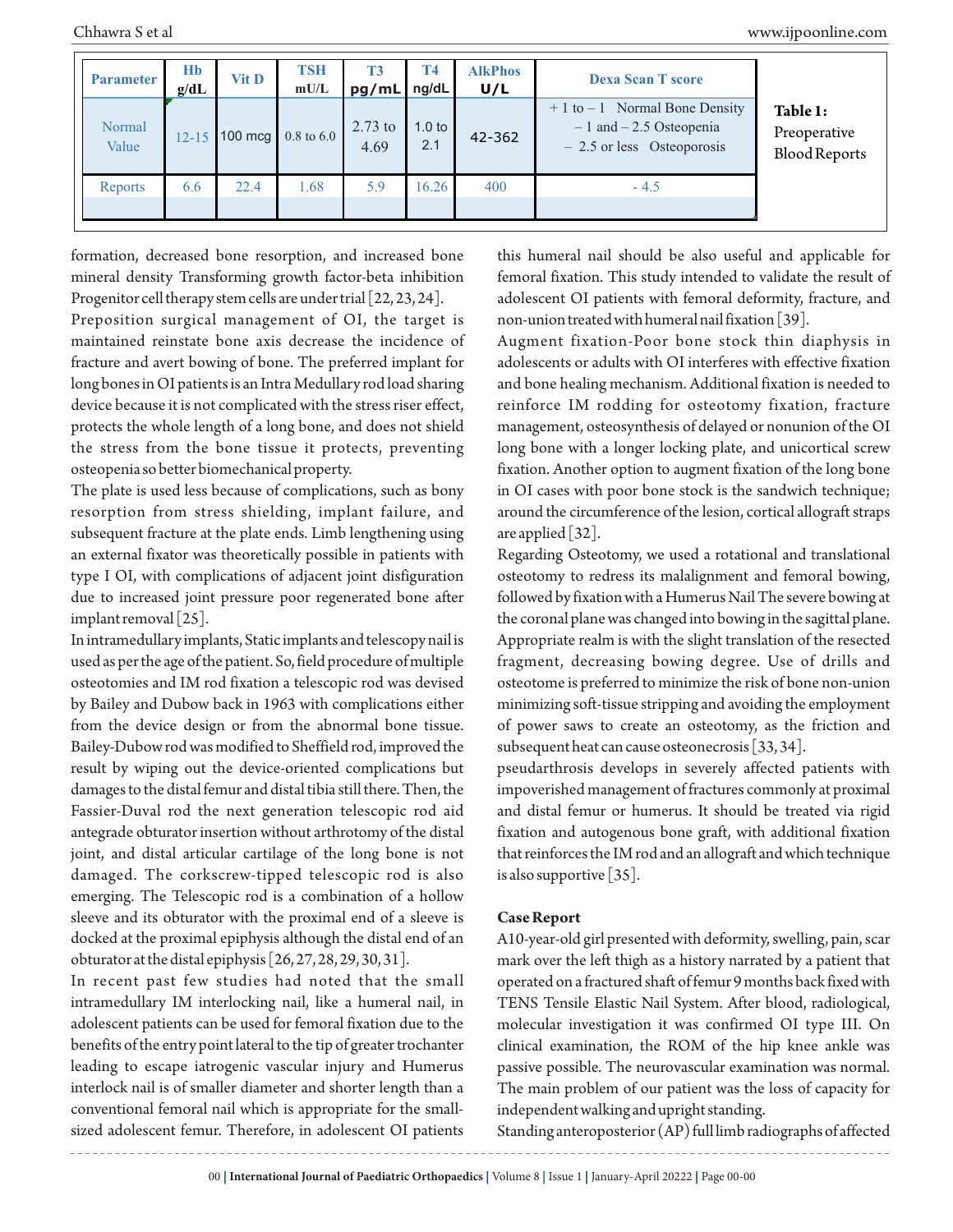| Parameter | Hb g/dL | Vit D | TSH mU/L | T3 pg/mL | T4 ng/dL | AlkPhos U/L | Dexa Scan T score |
|---|---|---|---|---|---|---|---|
| Normal Value | 12-15 | 100 mcg | 0.8 to 6.0 | 2.73 to 4.69 | 1.0 to 2.1 | 42-362 | + 1 to – 1 Normal Bone Density<br>– 1 and – 2.5 Osteopenia<br>– 2.5 or less Osteoporosis |
| Reports | 6.6 | 22.4 | 1.68 | 5.9 | 16.26 | 400 | - 4.5 |

**Table 1:** Preoperative Blood Reports

formation, decreased bone resorption, and increased bone mineral density Transforming growth factor-beta inhibition Progenitor cell therapy stem cells are under trial [22, 23, 24].

Preposition surgical management of OI, the target is maintained reinstate bone axis decrease the incidence of fracture and avert bowing of bone. The preferred implant for long bones in OI patients is an Intra Medullary rod load sharing device because it is not complicated with the stress riser effect, protects the whole length of a long bone, and does not shield the stress from the bone tissue it protects, preventing osteopenia so better biomechanical property.

The plate is used less because of complications, such as bony resorption from stress shielding, implant failure, and subsequent fracture at the plate ends. Limb lengthening using an external fixator was theoretically possible in patients with type I OI, with complications of adjacent joint disfiguration due to increased joint pressure poor regenerated bone after implant removal [25].

In intramedullary implants, Static implants and telescopy nail is used as per the age of the patient. So, field procedure of multiple osteotomies and IM rod fixation a telescopic rod was devised by Bailey and Dubow back in 1963 with complications either from the device design or from the abnormal bone tissue. Bailey-Dubow rod was modified to Sheffield rod, improved the result by wiping out the device-oriented complications but damages to the distal femur and distal tibia still there. Then, the Fassier-Duval rod the next generation telescopic rod aid antegrade obturator insertion without arthrotomy of the distal joint, and distal articular cartilage of the long bone is not damaged. The corkscrew-tipped telescopic rod is also emerging. The Telescopic rod is a combination of a hollow sleeve and its obturator with the proximal end of a sleeve is docked at the proximal epiphysis although the distal end of an obturator at the distal epiphysis [26, 27, 28, 29, 30, 31].

In recent past few studies had noted that the small intramedullary IM interlocking nail, like a humeral nail, in adolescent patients can be used for femoral fixation due to the benefits of the entry point lateral to the tip of greater trochanter leading to escape iatrogenic vascular injury and Humerus interlock nail is of smaller diameter and shorter length than a conventional femoral nail which is appropriate for the small-sized adolescent femur. Therefore, in adolescent OI patients this humeral nail should be also useful and applicable for femoral fixation. This study intended to validate the result of adolescent OI patients with femoral deformity, fracture, and non-union treated with humeral nail fixation [39].

Augment fixation-Poor bone stock thin diaphysis in adolescents or adults with OI interferes with effective fixation and bone healing mechanism. Additional fixation is needed to reinforce IM rodding for osteotomy fixation, fracture management, osteosynthesis of delayed or nonunion of the OI long bone with a longer locking plate, and unicortical screw fixation. Another option to augment fixation of the long bone in OI cases with poor bone stock is the sandwich technique; around the circumference of the lesion, cortical allograft straps are applied [32].

Regarding Osteotomy, we used a rotational and translational osteotomy to redress its malalignment and femoral bowing, followed by fixation with a Humerus Nail The severe bowing at the coronal plane was changed into bowing in the sagittal plane. Appropriate realm is with the slight translation of the resected fragment, decreasing bowing degree. Use of drills and osteotome is preferred to minimize the risk of bone non-union minimizing soft-tissue stripping and avoiding the employment of power saws to create an osteotomy, as the friction and subsequent heat can cause osteonecrosis [33, 34].

pseudarthrosis develops in severely affected patients with impoverished management of fractures commonly at proximal and distal femur or humerus. It should be treated via rigid fixation and autogenous bone graft, with additional fixation that reinforces the IM rod and an allograft and which technique is also supportive [35].

## Case Report

A10-year-old girl presented with deformity, swelling, pain, scar mark over the left thigh as a history narrated by a patient that operated on a fractured shaft of femur 9 months back fixed with TENS Tensile Elastic Nail System. After blood, radiological, molecular investigation it was confirmed OI type III. On clinical examination, the ROM of the hip knee ankle was passive possible. The neurovascular examination was normal. The main problem of our patient was the loss of capacity for independent walking and upright standing.

Standing anteroposterior (AP) full limb radiographs of affected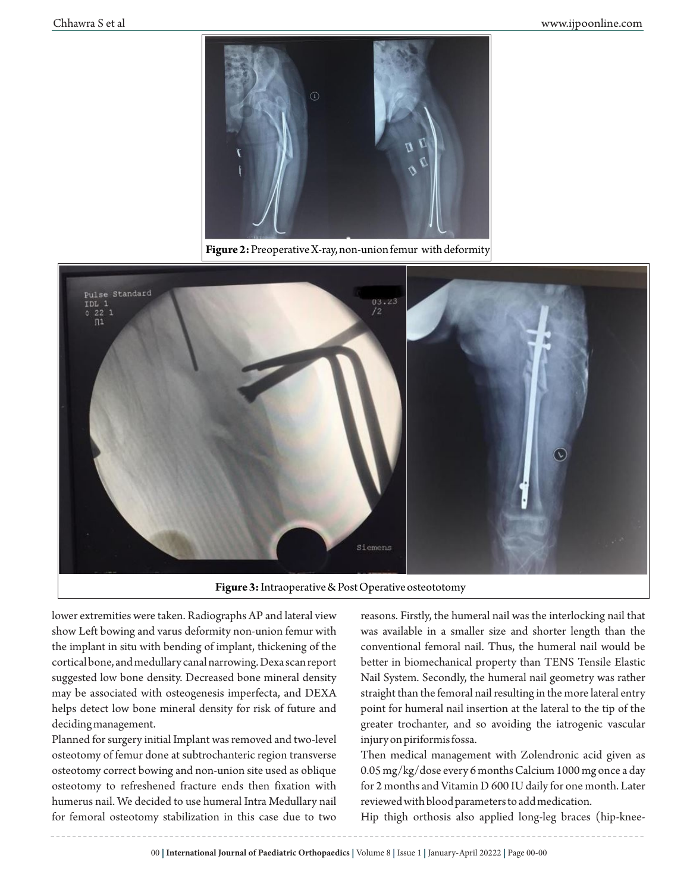Figure 2: Preoperative X-ray, non-union femur with deformity

Figure 3: Intraoperative & Post Operative osteotootomy

lower extremities were taken. Radiographs AP and lateral view show Left bowing and varus deformity non-union femur with the implant in situ with bending of implant, thickening of the cortical bone, and medullary canal narrowing. Dexa scan report suggested low bone density. Decreased bone mineral density may be associated with osteogenesis imperfecta, and DEXA helps detect low bone mineral density for risk of future and deciding management.

Planned for surgery initial Implant was removed and two-level osteotomy of femur done at subtrochanteric region transverse osteotomy correct bowing and non-union site used as oblique osteotomy to refreshened fracture ends then fixation with humerus nail. We decided to use humeral Intra Medullary nail for femoral osteotomy stabilization in this case due to two reasons. Firstly, the humeral nail was the interlocking nail that was available in a smaller size and shorter length than the conventional femoral nail. Thus, the humeral nail would be better in biomechanical property than TENS Tensile Elastic Nail System. Secondly, the humeral nail geometry was rather straight than the femoral nail resulting in the more lateral entry point for humeral nail insertion at the lateral to the tip of the greater trochanter, and so avoiding the iatrogenic vascular injury on piriformis fossa.

Then medical management with Zolendronic acid given as 0.05 mg/kg/dose every 6 months Calcium 1000 mg once a day for 2 months and Vitamin D 600 IU daily for one month. Later reviewed with blood parameters to add medication.

Hip thigh orthosis also applied long-leg braces (hip-knee-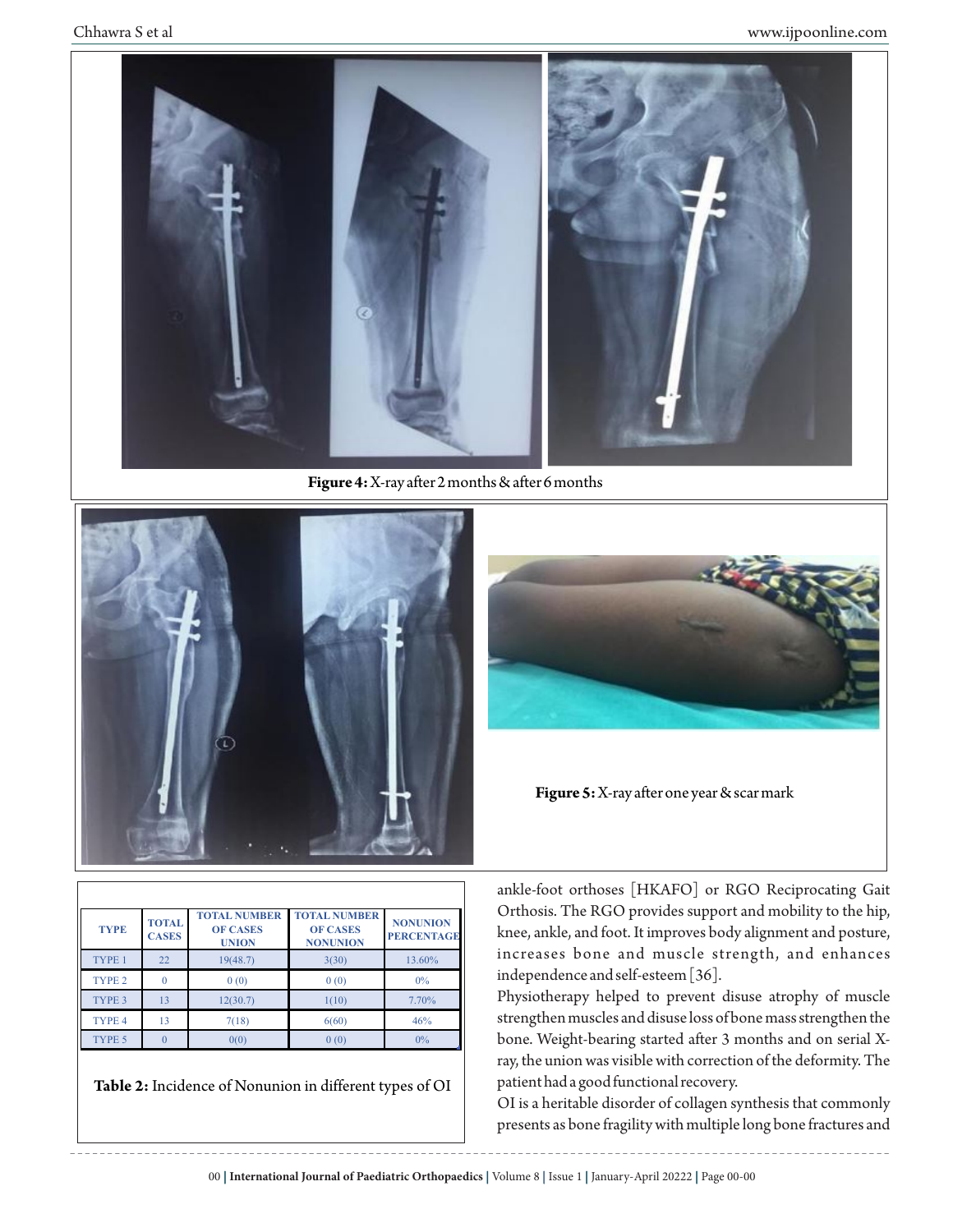Figure 4: X-ray after 2 months & after 6 months

Figure 5: X-ray after one year & scar mark

| TYPE | TOTAL CASES | TOTAL NUMBER OF CASES UNION | TOTAL NUMBER OF CASES NONUNION | NONUNION PERCENTAGE |
|---|---|---|---|---|
| TYPE 1 | 22 | 19(48.7) | 3(30) | 13.60% |
| TYPE 2 | 0 | 0 (0) | 0 (0) | 0% |
| TYPE 3 | 13 | 12(30.7) | 1(10) | 7.70% |
| TYPE 4 | 13 | 7(18) | 6(60) | 46% |
| TYPE 5 | 0 | 0(0) | 0 (0) | 0% |

**Table 2:** Incidence of Nonunion in different types of OI

ankle-foot orthoses [HKAFO] or RGO Reciprocating Gait Orthosis. The RGO provides support and mobility to the hip, knee, ankle, and foot. It improves body alignment and posture, increases bone and muscle strength, and enhances independence and self-esteem [36].

Physiotherapy helped to prevent disuse atrophy of muscle strengthen muscles and disuse loss of bone mass strengthen the bone. Weight-bearing started after 3 months and on serial X-ray, the union was visible with correction of the deformity. The patient had a good functional recovery.

OI is a heritable disorder of collagen synthesis that commonly presents as bone fragility with multiple long bone fractures and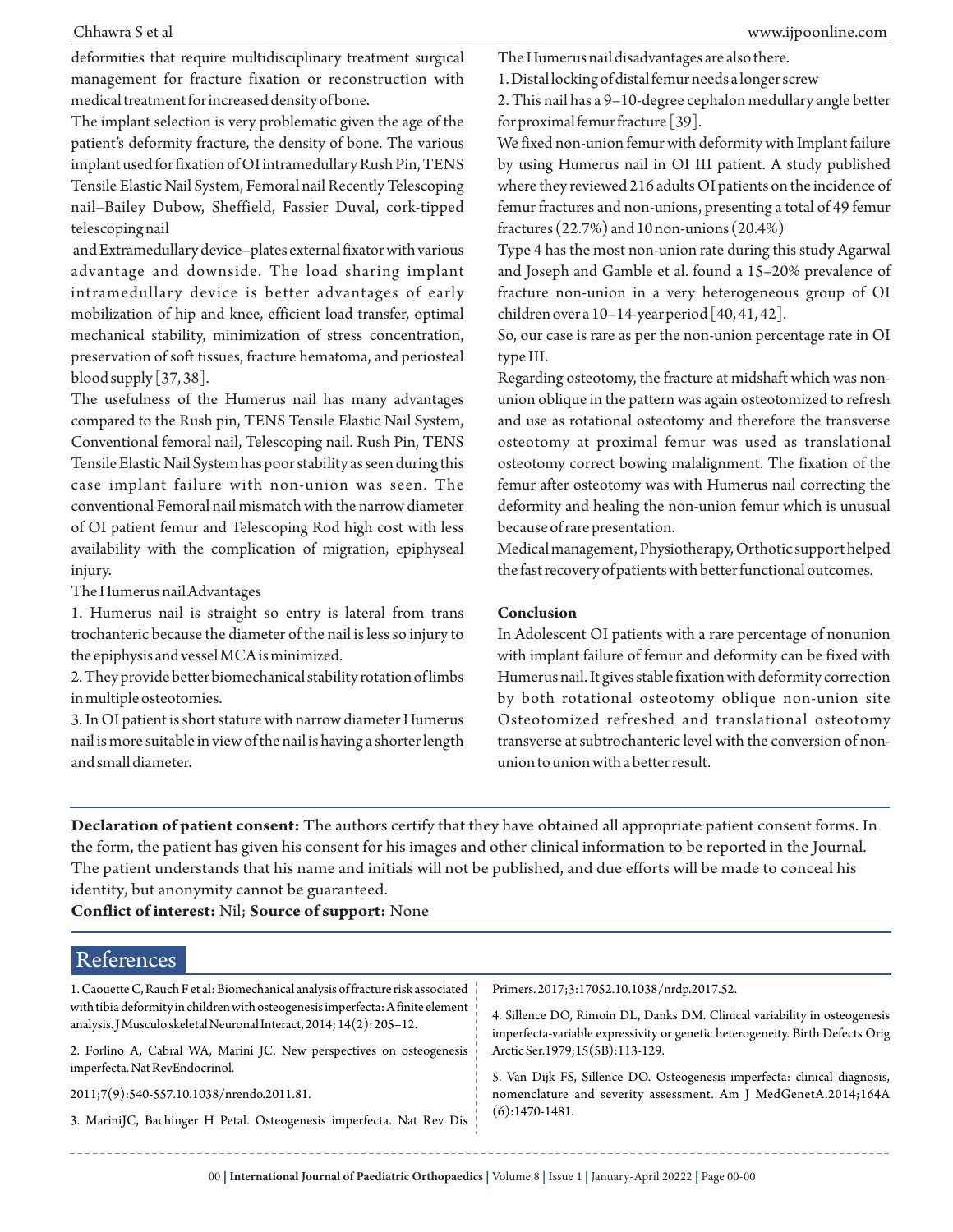deformities that require multidisciplinary treatment surgical management for fracture fixation or reconstruction with medical treatment for increased density of bone.

The implant selection is very problematic given the age of the patient's deformity fracture, the density of bone. The various implant used for fixation of OI intramedullary Rush Pin, TENS Tensile Elastic Nail System, Femoral nail Recently Telescoping nail–Bailey Dubow, Sheffield, Fassier Duval, cork-tipped telescoping nail

and Extramedullary device–plates external fixator with various advantage and downside. The load sharing implant intramedullary device is better advantages of early mobilization of hip and knee, efficient load transfer, optimal mechanical stability, minimization of stress concentration, preservation of soft tissues, fracture hematoma, and periosteal blood supply [37, 38].

The usefulness of the Humerus nail has many advantages compared to the Rush pin, TENS Tensile Elastic Nail System, Conventional femoral nail, Telescoping nail. Rush Pin, TENS Tensile Elastic Nail System has poor stability as seen during this case implant failure with non-union was seen. The conventional Femoral nail mismatch with the narrow diameter of OI patient femur and Telescoping Rod high cost with less availability with the complication of migration, epiphyseal injury.

The Humerus nail Advantages

1. Humerus nail is straight so entry is lateral from trans trochanteric because the diameter of the nail is less so injury to the epiphysis and vessel MCA is minimized.
2. They provide better biomechanical stability rotation of limbs in multiple osteotomies.
3. In OI patient is short stature with narrow diameter Humerus nail is more suitable in view of the nail is having a shorter length and small diameter.

The Humerus nail disadvantages are also there.

1. Distal locking of distal femur needs a longer screw
2. This nail has a 9–10-degree cephalon medullary angle better for proximal femur fracture [39].

We fixed non-union femur with deformity with Implant failure by using Humerus nail in OI III patient. A study published where they reviewed 216 adults OI patients on the incidence of femur fractures and non-unions, presenting a total of 49 femur fractures (22.7%) and 10 non-unions (20.4%)

Type 4 has the most non-union rate during this study Agarwal and Joseph and Gamble et al. found a 15–20% prevalence of fracture non-union in a very heterogeneous group of OI children over a 10–14-year period [40, 41, 42].

So, our case is rare as per the non-union percentage rate in OI type III.

Regarding osteotomy, the fracture at midshaft which was non-union oblique in the pattern was again osteotomized to refresh and use as rotational osteotomy and therefore the transverse osteotomy at proximal femur was used as translational osteotomy correct bowing malalignment. The fixation of the femur after osteotomy was with Humerus nail correcting the deformity and healing the non-union femur which is unusual because of rare presentation.

Medical management, Physiotherapy, Orthotic support helped the fast recovery of patients with better functional outcomes.

## Conclusion

In Adolescent OI patients with a rare percentage of nonunion with implant failure of femur and deformity can be fixed with Humerus nail. It gives stable fixation with deformity correction by both rotational osteotomy oblique non-union site Osteotomized refreshed and translational osteotomy transverse at subtrochanteric level with the conversion of non-union to union with a better result.

**Declaration of patient consent:** The authors certify that they have obtained all appropriate patient consent forms. In the form, the patient has given his consent for his images and other clinical information to be reported in the Journal. The patient understands that his name and initials will not be published, and due efforts will be made to conceal his identity, but anonymity cannot be guaranteed.

**Conflict of interest:** Nil; **Source of support:** None

## References

1. Caouette C, Rauch F et al: Biomechanical analysis of fracture risk associated with tibia deformity in children with osteogenesis imperfecta: A finite element analysis. J Musculo skeletal Neuronal Interact, 2014; 14(2): 205–12.

2. Forlino A, Cabral WA, Marini JC. New perspectives on osteogenesis imperfecta. Nat RevEndocrinol.

2011;7(9):540-557.10.1038/nrendo.2011.81.

3. MariniJC, Bachinger H Petal. Osteogenesis imperfecta. Nat Rev Dis Primers. 2017;3:17052.10.1038/nrdp.2017.52.

4. Sillence DO, Rimoin DL, Danks DM. Clinical variability in osteogenesis imperfecta-variable expressivity or genetic heterogeneity. Birth Defects Orig Arctic Ser.1979;15(5B):113-129.

5. Van Dijk FS, Sillence DO. Osteogenesis imperfecta: clinical diagnosis, nomenclature and severity assessment. Am J MedGenetA.2014;164A (6):1470-1481.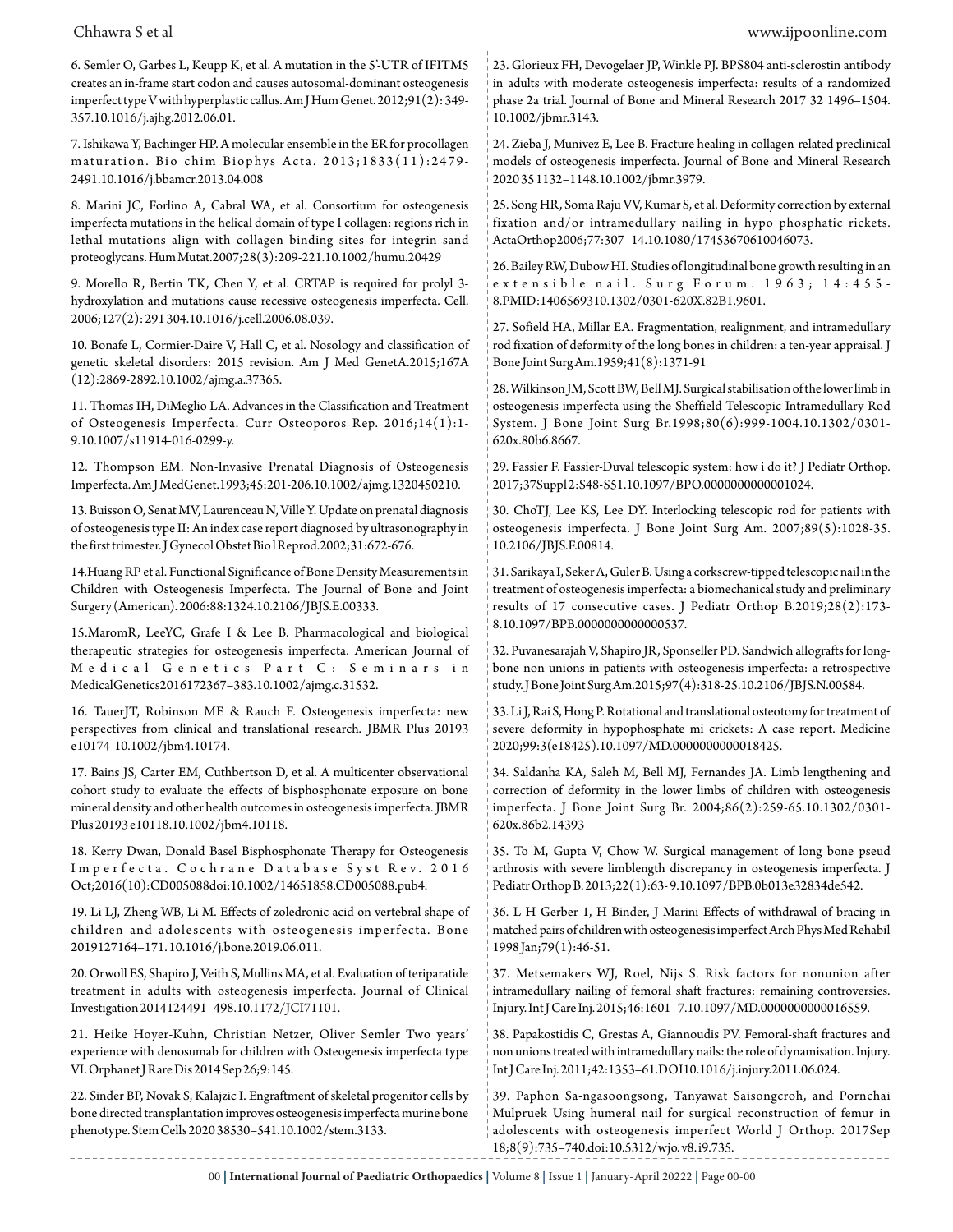6. Semler O, Garbes L, Keupp K, et al. A mutation in the 5'-UTR of IFITM5 creates an in-frame start codon and causes autosomal-dominant osteogenesis imperfect type V with hyperplastic callus. Am J Hum Genet. 2012;91(2): 349-357.10.1016/j.ajhg.2012.06.01.

7. Ishikawa Y, Bachinger HP. A molecular ensemble in the ER for procollagen maturation. Bio chim Biophys Acta. 2013;1833(11):2479-2491.10.1016/j.bbamcr.2013.04.008

8. Marini JC, Forlino A, Cabral WA, et al. Consortium for osteogenesis imperfecta mutations in the helical domain of type I collagen: regions rich in lethal mutations align with collagen binding sites for integrin sand proteoglycans. Hum Mutat.2007;28(3):209-221.10.1002/humu.20429

9. Morello R, Bertin TK, Chen Y, et al. CRTAP is required for prolyl 3-hydroxylation and mutations cause recessive osteogenesis imperfecta. Cell. 2006;127(2): 291 304.10.1016/j.cell.2006.08.039.

10. Bonafe L, Cormier-Daire V, Hall C, et al. Nosology and classification of genetic skeletal disorders: 2015 revision. Am J Med GenetA.2015;167A (12):2869-2892.10.1002/ajmg.a.37365.

11. Thomas IH, DiMeglio LA. Advances in the Classification and Treatment of Osteogenesis Imperfecta. Curr Osteoporos Rep. 2016;14(1):1-9.10.1007/s11914-016-0299-y.

12. Thompson EM. Non-Invasive Prenatal Diagnosis of Osteogenesis Imperfecta. Am J MedGenet.1993;45:201-206.10.1002/ajmg.1320450210.

13. Buisson O, Senat MV, Laurenceau N, Ville Y. Update on prenatal diagnosis of osteogenesis type II: An index case report diagnosed by ultrasonography in the first trimester. J Gynecol Obstet Bio1Reprod.2002;31:672-676.

14.Huang RP et al. Functional Significance of Bone Density Measurements in Children with Osteogenesis Imperfecta. The Journal of Bone and Joint Surgery (American). 2006:88:1324.10.2106/JBJS.E.00333.

15.MaromR, LeeYC, Grafe I & Lee B. Pharmacological and biological therapeutic strategies for osteogenesis imperfecta. American Journal of Medical Genetics Part C: Seminars in MedicalGenetics2016172367–383.10.1002/ajmg.c.31532.

16. TauerJT, Robinson ME & Rauch F. Osteogenesis imperfecta: new perspectives from clinical and translational research. JBMR Plus 20193 e10174 10.1002/jbm4.10174.

17. Bains JS, Carter EM, Cuthbertson D, et al. A multicenter observational cohort study to evaluate the effects of bisphosphonate exposure on bone mineral density and other health outcomes in osteogenesis imperfecta. JBMR Plus 20193 e10118.10.1002/jbm4.10118.

18. Kerry Dwan, Donald Basel Bisphosphonate Therapy for Osteogenesis Imperfecta. Cochrane Database Syst Rev. 2016 Oct;2016(10):CD005088doi:10.1002/14651858.CD005088.pub4.

19. Li LJ, Zheng WB, Li M. Effects of zoledronic acid on vertebral shape of children and adolescents with osteogenesis imperfecta. Bone 2019127164–171. 10.1016/j.bone.2019.06.011.

20. Orwoll ES, Shapiro J, Veith S, Mullins MA, et al. Evaluation of teriparatide treatment in adults with osteogenesis imperfecta. Journal of Clinical Investigation 2014124491–498.10.1172/JCI71101.

21. Heike Hoyer-Kuhn, Christian Netzer, Oliver Semler Two years' experience with denosumab for children with Osteogenesis imperfecta type VI. Orphanet J Rare Dis 2014 Sep 26;9:145.

22. Sinder BP, Novak S, Kalajzic I. Engraftment of skeletal progenitor cells by bone directed transplantation improves osteogenesis imperfecta murine bone phenotype. Stem Cells 2020 38530–541.10.1002/stem.3133.

23. Glorieux FH, Devogelaer JP, Winkle PJ. BPS804 anti-sclerostin antibody in adults with moderate osteogenesis imperfecta: results of a randomized phase 2a trial. Journal of Bone and Mineral Research 2017 32 1496–1504. 10.1002/jbmr.3143.

24. Zieba J, Munivez E, Lee B. Fracture healing in collagen-related preclinical models of osteogenesis imperfecta. Journal of Bone and Mineral Research 2020 35 1132–1148.10.1002/jbmr.3979.

25. Song HR, Soma Raju VV, Kumar S, et al. Deformity correction by external fixation and/or intramedullary nailing in hypo phosphatic rickets. ActaOrthop2006;77:307–14.10.1080/17453670610046073.

26. Bailey RW, Dubow HI. Studies of longitudinal bone growth resulting in an extensible nail. Surg Forum. 1963; 14:455-8.PMID:1406569310.1302/0301-620X.82B1.9601.

27. Sofield HA, Millar EA. Fragmentation, realignment, and intramedullary rod fixation of deformity of the long bones in children: a ten-year appraisal. J Bone Joint Surg Am.1959;41(8):1371-91

28. Wilkinson JM, Scott BW, Bell MJ. Surgical stabilisation of the lower limb in osteogenesis imperfecta using the Sheffield Telescopic Intramedullary Rod System. J Bone Joint Surg Br.1998;80(6):999-1004.10.1302/0301-620x.80b6.8667.

29. Fassier F. Fassier-Duval telescopic system: how i do it? J Pediatr Orthop. 2017;37Suppl 2:S48-S51.10.1097/BPO.0000000000001024.

30. ChoTJ, Lee KS, Lee DY. Interlocking telescopic rod for patients with osteogenesis imperfecta. J Bone Joint Surg Am. 2007;89(5):1028-35. 10.2106/JBJS.F.00814.

31. Sarikaya I, Seker A, Guler B. Using a corkscrew-tipped telescopic nail in the treatment of osteogenesis imperfecta: a biomechanical study and preliminary results of 17 consecutive cases. J Pediatr Orthop B.2019;28(2):173-8.10.1097/BPB.0000000000000537.

32. Puvanesarajah V, Shapiro JR, Sponseller PD. Sandwich allografts for long-bone non unions in patients with osteogenesis imperfecta: a retrospective study. J Bone Joint Surg Am.2015;97(4):318-25.10.2106/JBJS.N.00584.

33. Li J, Rai S, Hong P. Rotational and translational osteotomy for treatment of severe deformity in hypophosphate mi crickets: A case report. Medicine 2020;99:3(e18425).10.1097/MD.0000000000018425.

34. Saldanha KA, Saleh M, Bell MJ, Fernandes JA. Limb lengthening and correction of deformity in the lower limbs of children with osteogenesis imperfecta. J Bone Joint Surg Br. 2004;86(2):259-65.10.1302/0301-620x.86b2.14393

35. To M, Gupta V, Chow W. Surgical management of long bone pseud arthrosis with severe limblength discrepancy in osteogenesis imperfecta. J Pediatr Orthop B. 2013;22(1):63- 9.10.1097/BPB.0b013e32834de542.

36. L H Gerber 1, H Binder, J Marini Effects of withdrawal of bracing in matched pairs of children with osteogenesis imperfect Arch Phys Med Rehabil 1998 Jan;79(1):46-51.

37. Metsemakers WJ, Roel, Nijs S. Risk factors for nonunion after intramedullary nailing of femoral shaft fractures: remaining controversies. Injury. Int J Care Inj. 2015;46:1601–7.10.1097/MD.0000000000016559.

38. Papakostidis C, Grestas A, Giannoudis PV. Femoral-shaft fractures and non unions treated with intramedullary nails: the role of dynamisation. Injury. Int J Care Inj. 2011;42:1353–61.DOI10.1016/j.injury.2011.06.024.

39. Paphon Sa-ngasoongsong, Tanyawat Saisongcroh, and Pornchai Mulpruek Using humeral nail for surgical reconstruction of femur in adolescents with osteogenesis imperfect World J Orthop. 2017Sep 18;8(9):735–740.doi:10.5312/wjo.v8.i9.735.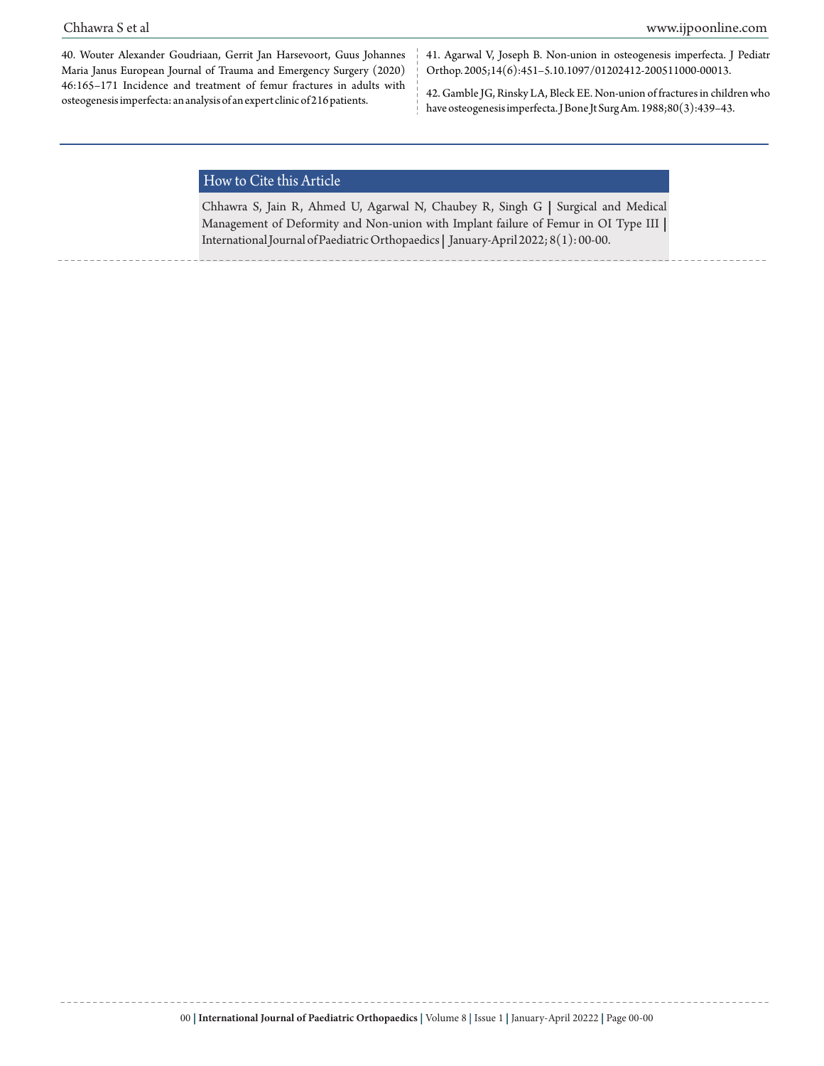40. Wouter Alexander Goudriaan, Gerrit Jan Harsevoort, Guus Johannes Maria Janus European Journal of Trauma and Emergency Surgery (2020) 46:165–171 Incidence and treatment of femur fractures in adults with osteogenesis imperfecta: an analysis of an expert clinic of 216 patients.

41. Agarwal V, Joseph B. Non-union in osteogenesis imperfecta. J Pediatr Orthop. 2005;14(6):451–5.10.1097/01202412-200511000-00013.

42. Gamble JG, Rinsky LA, Bleck EE. Non-union of fractures in children who have osteogenesis imperfecta. J Bone Jt Surg Am. 1988;80(3):439–43.

## How to Cite this Article

Chhawra S, Jain R, Ahmed U, Agarwal N, Chaubey R, Singh G | Surgical and Medical Management of Deformity and Non-union with Implant failure of Femur in OI Type III | International Journal of Paediatric Orthopaedics | January-April 2022; 8(1): 00-00.